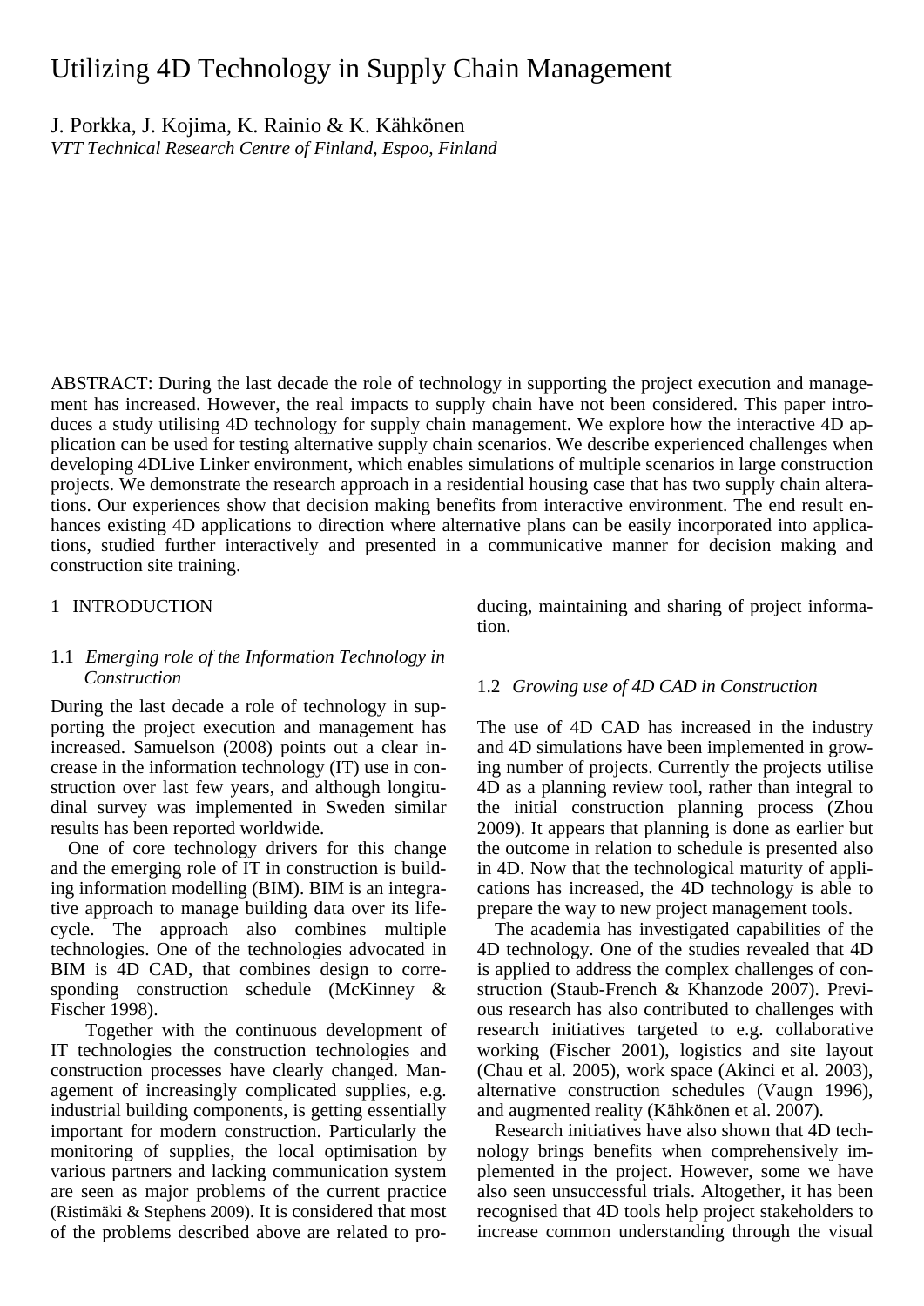# Utilizing 4D Technology in Supply Chain Management

J. Porkka, J. Kojima, K. Rainio & K. Kähkönen
*VTT Technical Research Centre of Finland, Espoo, Finland*

ABSTRACT: During the last decade the role of technology in supporting the project execution and management has increased. However, the real impacts to supply chain have not been considered. This paper introduces a study utilising 4D technology for supply chain management. We explore how the interactive 4D application can be used for testing alternative supply chain scenarios. We describe experienced challenges when developing 4DLive Linker environment, which enables simulations of multiple scenarios in large construction projects. We demonstrate the research approach in a residential housing case that has two supply chain alterations. Our experiences show that decision making benefits from interactive environment. The end result enhances existing 4D applications to direction where alternative plans can be easily incorporated into applications, studied further interactively and presented in a communicative manner for decision making and construction site training.

## 1 INTRODUCTION

### 1.1 *Emerging role of the Information Technology in Construction*

During the last decade a role of technology in supporting the project execution and management has increased. Samuelson (2008) points out a clear increase in the information technology (IT) use in construction over last few years, and although longitudinal survey was implemented in Sweden similar results has been reported worldwide.

One of core technology drivers for this change and the emerging role of IT in construction is building information modelling (BIM). BIM is an integrative approach to manage building data over its lifecycle. The approach also combines multiple technologies. One of the technologies advocated in BIM is 4D CAD, that combines design to corresponding construction schedule (McKinney & Fischer 1998).

Together with the continuous development of IT technologies the construction technologies and construction processes have clearly changed. Management of increasingly complicated supplies, e.g. industrial building components, is getting essentially important for modern construction. Particularly the monitoring of supplies, the local optimisation by various partners and lacking communication system are seen as major problems of the current practice (Ristimäki & Stephens 2009). It is considered that most of the problems described above are related to producing, maintaining and sharing of project information.

### 1.2 *Growing use of 4D CAD in Construction*

The use of 4D CAD has increased in the industry and 4D simulations have been implemented in growing number of projects. Currently the projects utilise 4D as a planning review tool, rather than integral to the initial construction planning process (Zhou 2009). It appears that planning is done as earlier but the outcome in relation to schedule is presented also in 4D. Now that the technological maturity of applications has increased, the 4D technology is able to prepare the way to new project management tools.

The academia has investigated capabilities of the 4D technology. One of the studies revealed that 4D is applied to address the complex challenges of construction (Staub-French & Khanzode 2007). Previous research has also contributed to challenges with research initiatives targeted to e.g. collaborative working (Fischer 2001), logistics and site layout (Chau et al. 2005), work space (Akinci et al. 2003), alternative construction schedules (Vaugn 1996), and augmented reality (Kähkönen et al. 2007).

Research initiatives have also shown that 4D technology brings benefits when comprehensively implemented in the project. However, some we have also seen unsuccessful trials. Altogether, it has been recognised that 4D tools help project stakeholders to increase common understanding through the visual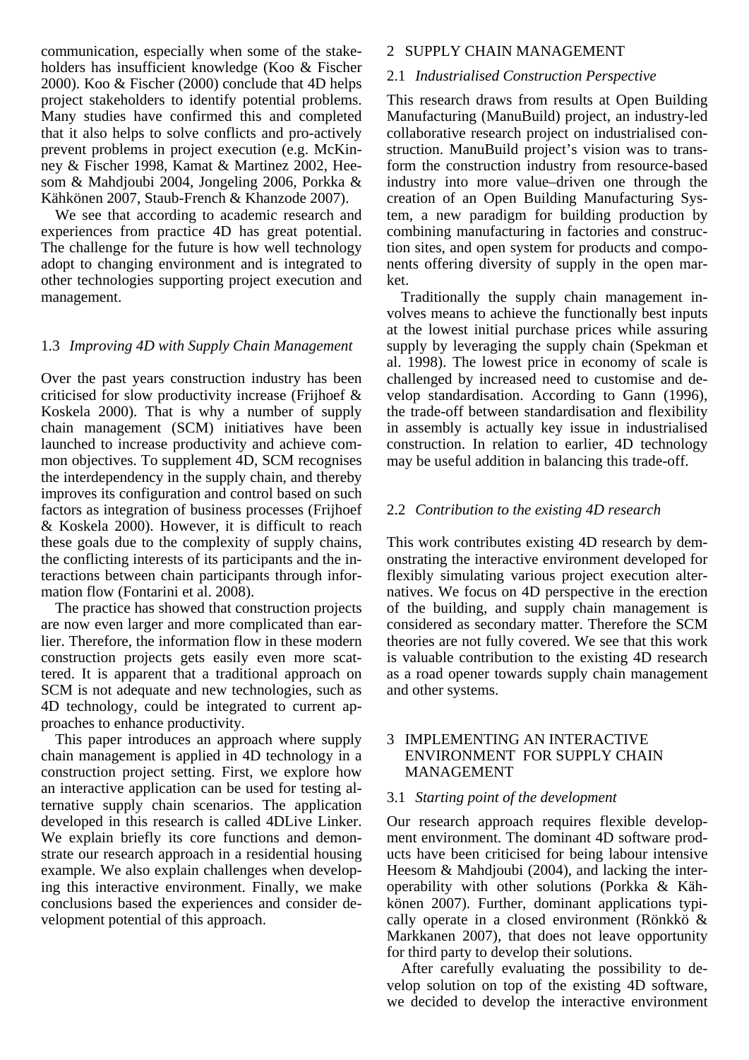communication, especially when some of the stakeholders has insufficient knowledge (Koo & Fischer 2000). Koo & Fischer (2000) conclude that 4D helps project stakeholders to identify potential problems. Many studies have confirmed this and completed that it also helps to solve conflicts and pro-actively prevent problems in project execution (e.g. McKinney & Fischer 1998, Kamat & Martinez 2002, Heesom & Mahdjoubi 2004, Jongeling 2006, Porkka & Kähkönen 2007, Staub-French & Khanzode 2007).

We see that according to academic research and experiences from practice 4D has great potential. The challenge for the future is how well technology adopt to changing environment and is integrated to other technologies supporting project execution and management.

### 1.3 *Improving 4D with Supply Chain Management*

Over the past years construction industry has been criticised for slow productivity increase (Frijhoef & Koskela 2000). That is why a number of supply chain management (SCM) initiatives have been launched to increase productivity and achieve common objectives. To supplement 4D, SCM recognises the interdependency in the supply chain, and thereby improves its configuration and control based on such factors as integration of business processes (Frijhoef & Koskela 2000). However, it is difficult to reach these goals due to the complexity of supply chains, the conflicting interests of its participants and the interactions between chain participants through information flow (Fontarini et al. 2008).

The practice has showed that construction projects are now even larger and more complicated than earlier. Therefore, the information flow in these modern construction projects gets easily even more scattered. It is apparent that a traditional approach on SCM is not adequate and new technologies, such as 4D technology, could be integrated to current approaches to enhance productivity.

This paper introduces an approach where supply chain management is applied in 4D technology in a construction project setting. First, we explore how an interactive application can be used for testing alternative supply chain scenarios. The application developed in this research is called 4DLive Linker. We explain briefly its core functions and demonstrate our research approach in a residential housing example. We also explain challenges when developing this interactive environment. Finally, we make conclusions based the experiences and consider development potential of this approach.

## 2 SUPPLY CHAIN MANAGEMENT

### 2.1 *Industrialised Construction Perspective*

This research draws from results at Open Building Manufacturing (ManuBuild) project, an industry-led collaborative research project on industrialised construction. ManuBuild project's vision was to transform the construction industry from resource-based industry into more value–driven one through the creation of an Open Building Manufacturing System, a new paradigm for building production by combining manufacturing in factories and construction sites, and open system for products and components offering diversity of supply in the open market.

Traditionally the supply chain management involves means to achieve the functionally best inputs at the lowest initial purchase prices while assuring supply by leveraging the supply chain (Spekman et al. 1998). The lowest price in economy of scale is challenged by increased need to customise and develop standardisation. According to Gann (1996), the trade-off between standardisation and flexibility in assembly is actually key issue in industrialised construction. In relation to earlier, 4D technology may be useful addition in balancing this trade-off.

### 2.2 *Contribution to the existing 4D research*

This work contributes existing 4D research by demonstrating the interactive environment developed for flexibly simulating various project execution alternatives. We focus on 4D perspective in the erection of the building, and supply chain management is considered as secondary matter. Therefore the SCM theories are not fully covered. We see that this work is valuable contribution to the existing 4D research as a road opener towards supply chain management and other systems.

## 3 IMPLEMENTING AN INTERACTIVE ENVIRONMENT FOR SUPPLY CHAIN MANAGEMENT

### 3.1 *Starting point of the development*

Our research approach requires flexible development environment. The dominant 4D software products have been criticised for being labour intensive Heesom & Mahdjoubi (2004), and lacking the interoperability with other solutions (Porkka & Kähkönen 2007). Further, dominant applications typically operate in a closed environment (Rönkkö & Markkanen 2007), that does not leave opportunity for third party to develop their solutions.

After carefully evaluating the possibility to develop solution on top of the existing 4D software, we decided to develop the interactive environment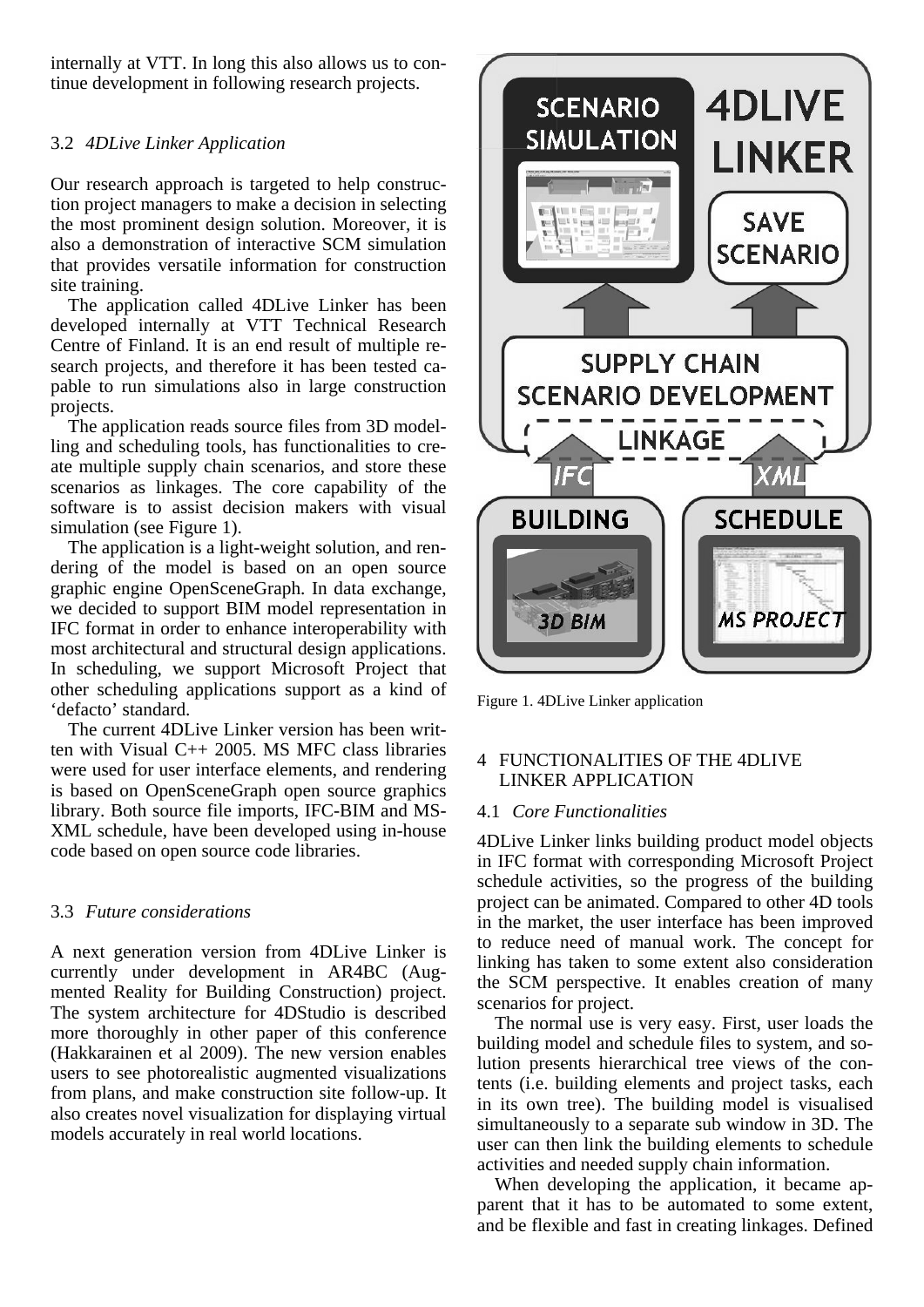internally at VTT. In long this also allows us to continue development in following research projects.

### 3.2 *4DLive Linker Application*

Our research approach is targeted to help construction project managers to make a decision in selecting the most prominent design solution. Moreover, it is also a demonstration of interactive SCM simulation that provides versatile information for construction site training.

The application called 4DLive Linker has been developed internally at VTT Technical Research Centre of Finland. It is an end result of multiple research projects, and therefore it has been tested capable to run simulations also in large construction projects.

The application reads source files from 3D modelling and scheduling tools, has functionalities to create multiple supply chain scenarios, and store these scenarios as linkages. The core capability of the software is to assist decision makers with visual simulation (see Figure 1).

The application is a light-weight solution, and rendering of the model is based on an open source graphic engine OpenSceneGraph. In data exchange, we decided to support BIM model representation in IFC format in order to enhance interoperability with most architectural and structural design applications. In scheduling, we support Microsoft Project that other scheduling applications support as a kind of 'defacto' standard.

The current 4DLive Linker version has been written with Visual C++ 2005. MS MFC class libraries were used for user interface elements, and rendering is based on OpenSceneGraph open source graphics library. Both source file imports, IFC-BIM and MS-XML schedule, have been developed using in-house code based on open source code libraries.

### 3.3 *Future considerations*

A next generation version from 4DLive Linker is currently under development in AR4BC (Augmented Reality for Building Construction) project. The system architecture for 4DStudio is described more thoroughly in other paper of this conference (Hakkarainen et al 2009). The new version enables users to see photorealistic augmented visualizations from plans, and make construction site follow-up. It also creates novel visualization for displaying virtual models accurately in real world locations.

Figure 1. 4DLive Linker application

## 4 FUNCTIONALITIES OF THE 4DLIVE LINKER APPLICATION

### 4.1 *Core Functionalities*

4DLive Linker links building product model objects in IFC format with corresponding Microsoft Project schedule activities, so the progress of the building project can be animated. Compared to other 4D tools in the market, the user interface has been improved to reduce need of manual work. The concept for linking has taken to some extent also consideration the SCM perspective. It enables creation of many scenarios for project.

The normal use is very easy. First, user loads the building model and schedule files to system, and solution presents hierarchical tree views of the contents (i.e. building elements and project tasks, each in its own tree). The building model is visualised simultaneously to a separate sub window in 3D. The user can then link the building elements to schedule activities and needed supply chain information.

When developing the application, it became apparent that it has to be automated to some extent, and be flexible and fast in creating linkages. Defined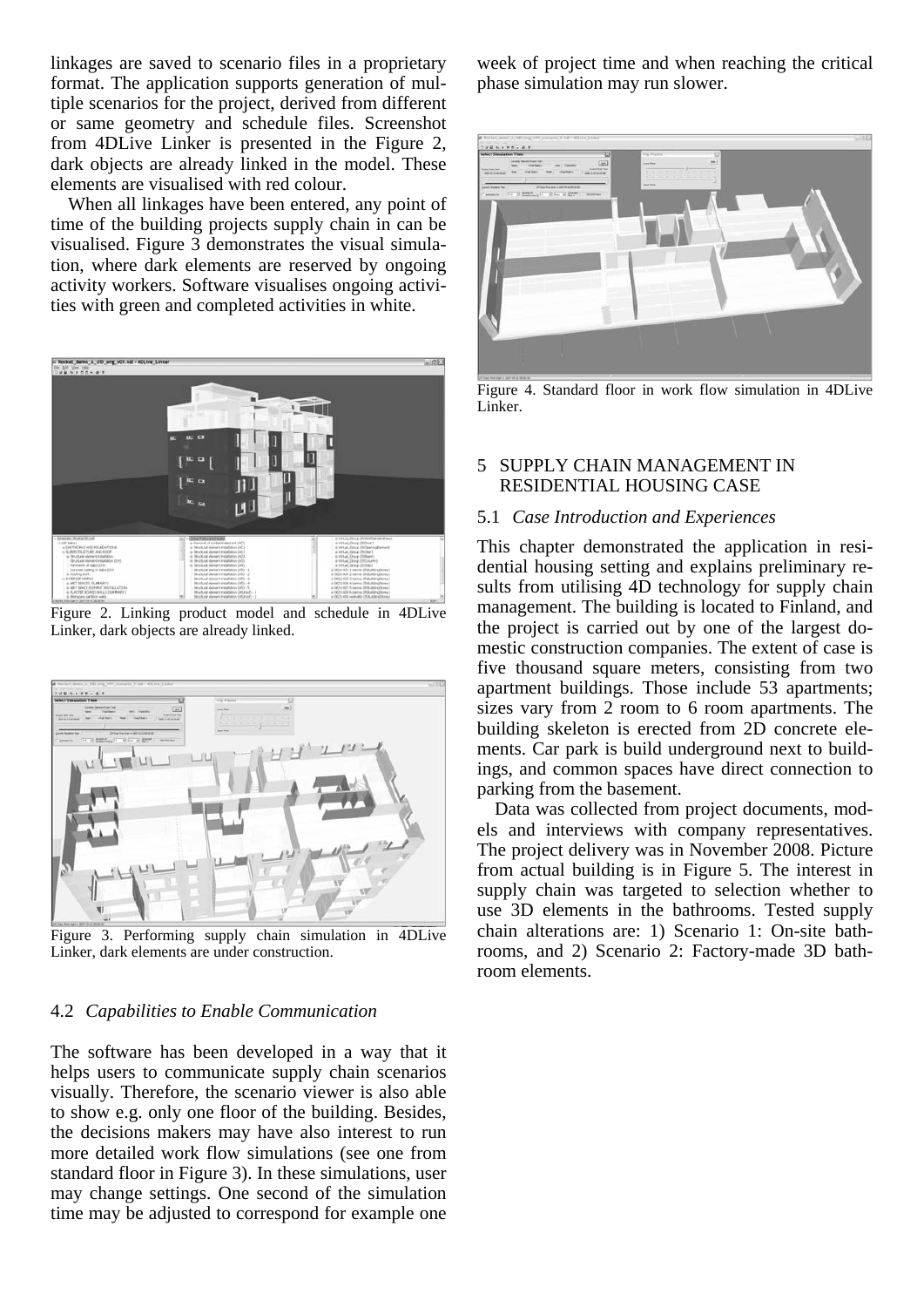linkages are saved to scenario files in a proprietary format. The application supports generation of multiple scenarios for the project, derived from different or same geometry and schedule files. Screenshot from 4DLive Linker is presented in the Figure 2, dark objects are already linked in the model. These elements are visualised with red colour.

When all linkages have been entered, any point of time of the building projects supply chain in can be visualised. Figure 3 demonstrates the visual simulation, where dark elements are reserved by ongoing activity workers. Software visualises ongoing activities with green and completed activities in white.

Figure 2. Linking product model and schedule in 4DLive Linker, dark objects are already linked.

Figure 3. Performing supply chain simulation in 4DLive Linker, dark elements are under construction.

### 4.2 *Capabilities to Enable Communication*

The software has been developed in a way that it helps users to communicate supply chain scenarios visually. Therefore, the scenario viewer is also able to show e.g. only one floor of the building. Besides, the decisions makers may have also interest to run more detailed work flow simulations (see one from standard floor in Figure 3). In these simulations, user may change settings. One second of the simulation time may be adjusted to correspond for example one week of project time and when reaching the critical phase simulation may run slower.

Figure 4. Standard floor in work flow simulation in 4DLive Linker.

## 5 SUPPLY CHAIN MANAGEMENT IN RESIDENTIAL HOUSING CASE

### 5.1 *Case Introduction and Experiences*

This chapter demonstrated the application in residential housing setting and explains preliminary results from utilising 4D technology for supply chain management. The building is located to Finland, and the project is carried out by one of the largest domestic construction companies. The extent of case is five thousand square meters, consisting from two apartment buildings. Those include 53 apartments; sizes vary from 2 room to 6 room apartments. The building skeleton is erected from 2D concrete elements. Car park is build underground next to buildings, and common spaces have direct connection to parking from the basement.

Data was collected from project documents, models and interviews with company representatives. The project delivery was in November 2008. Picture from actual building is in Figure 5. The interest in supply chain was targeted to selection whether to use 3D elements in the bathrooms. Tested supply chain alterations are: 1) Scenario 1: On-site bathrooms, and 2) Scenario 2: Factory-made 3D bathroom elements.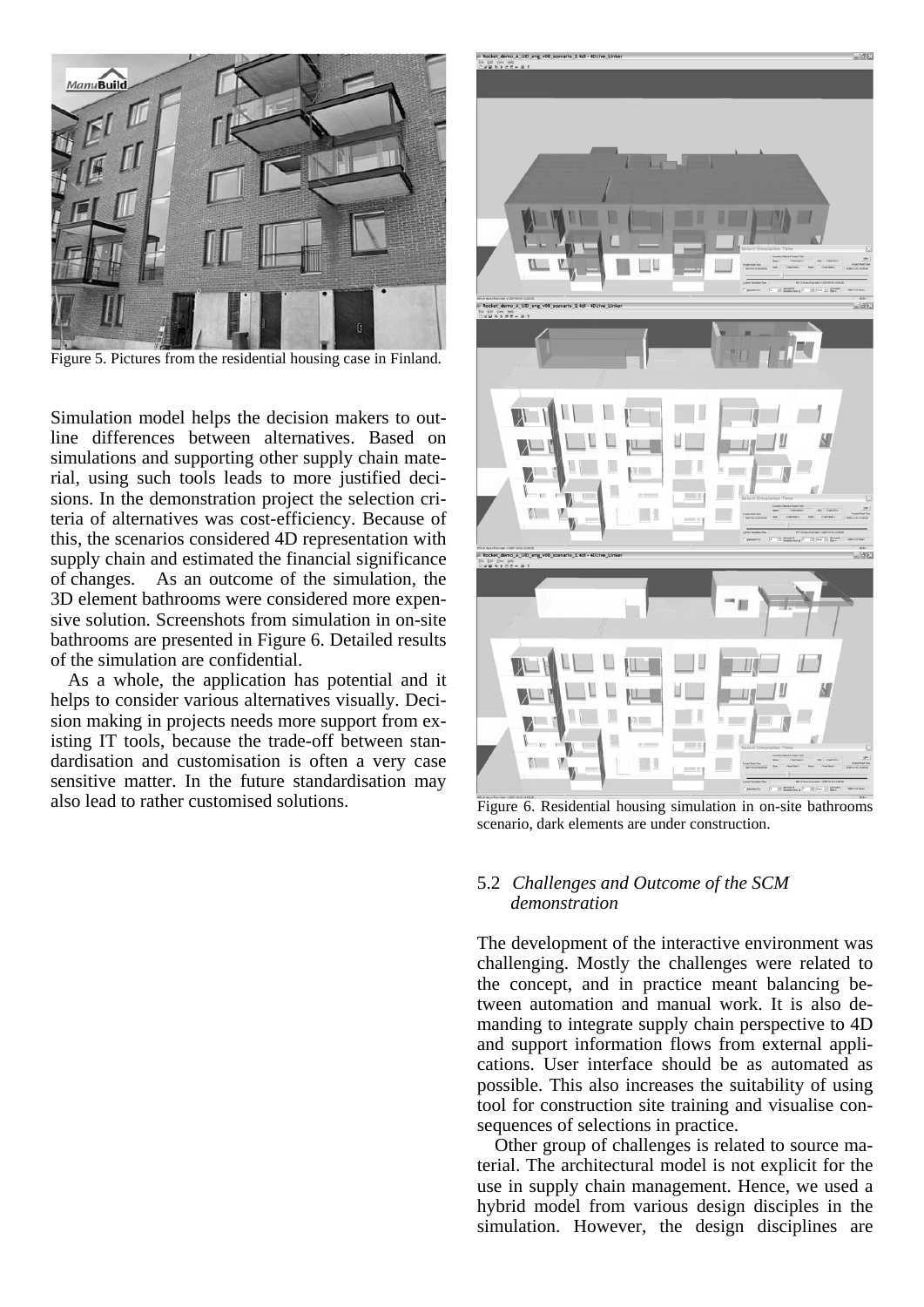Figure 5. Pictures from the residential housing case in Finland.

Simulation model helps the decision makers to outline differences between alternatives. Based on simulations and supporting other supply chain material, using such tools leads to more justified decisions. In the demonstration project the selection criteria of alternatives was cost-efficiency. Because of this, the scenarios considered 4D representation with supply chain and estimated the financial significance of changes. As an outcome of the simulation, the 3D element bathrooms were considered more expensive solution. Screenshots from simulation in on-site bathrooms are presented in Figure 6. Detailed results of the simulation are confidential.

As a whole, the application has potential and it helps to consider various alternatives visually. Decision making in projects needs more support from existing IT tools, because the trade-off between standardisation and customisation is often a very case sensitive matter. In the future standardisation may also lead to rather customised solutions.

Figure 6. Residential housing simulation in on-site bathrooms scenario, dark elements are under construction.

### 5.2 *Challenges and Outcome of the SCM demonstration*

The development of the interactive environment was challenging. Mostly the challenges were related to the concept, and in practice meant balancing between automation and manual work. It is also demanding to integrate supply chain perspective to 4D and support information flows from external applications. User interface should be as automated as possible. This also increases the suitability of using tool for construction site training and visualise consequences of selections in practice.

Other group of challenges is related to source material. The architectural model is not explicit for the use in supply chain management. Hence, we used a hybrid model from various design disciples in the simulation. However, the design disciplines are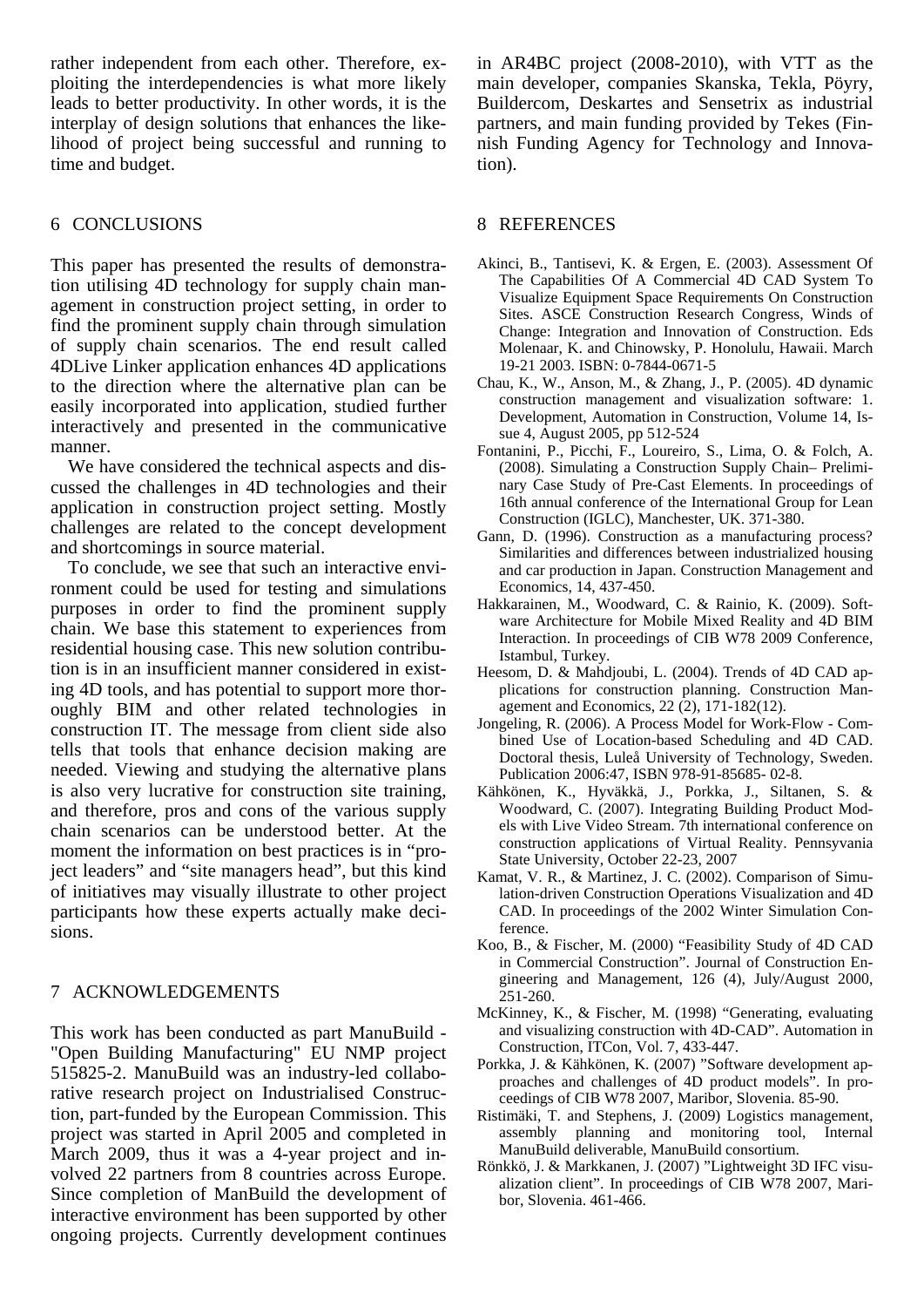rather independent from each other. Therefore, exploiting the interdependencies is what more likely leads to better productivity. In other words, it is the interplay of design solutions that enhances the likelihood of project being successful and running to time and budget.

## 6 CONCLUSIONS

This paper has presented the results of demonstration utilising 4D technology for supply chain management in construction project setting, in order to find the prominent supply chain through simulation of supply chain scenarios. The end result called 4DLive Linker application enhances 4D applications to the direction where the alternative plan can be easily incorporated into application, studied further interactively and presented in the communicative manner.

We have considered the technical aspects and discussed the challenges in 4D technologies and their application in construction project setting. Mostly challenges are related to the concept development and shortcomings in source material.

To conclude, we see that such an interactive environment could be used for testing and simulations purposes in order to find the prominent supply chain. We base this statement to experiences from residential housing case. This new solution contribution is in an insufficient manner considered in existing 4D tools, and has potential to support more thoroughly BIM and other related technologies in construction IT. The message from client side also tells that tools that enhance decision making are needed. Viewing and studying the alternative plans is also very lucrative for construction site training, and therefore, pros and cons of the various supply chain scenarios can be understood better. At the moment the information on best practices is in "project leaders" and "site managers head", but this kind of initiatives may visually illustrate to other project participants how these experts actually make decisions.

## 7 ACKNOWLEDGEMENTS

This work has been conducted as part ManuBuild - "Open Building Manufacturing" EU NMP project 515825-2. ManuBuild was an industry-led collaborative research project on Industrialised Construction, part-funded by the European Commission. This project was started in April 2005 and completed in March 2009, thus it was a 4-year project and involved 22 partners from 8 countries across Europe. Since completion of ManBuild the development of interactive environment has been supported by other ongoing projects. Currently development continues in AR4BC project (2008-2010), with VTT as the main developer, companies Skanska, Tekla, Pöyry, Buildercom, Deskartes and Sensetrix as industrial partners, and main funding provided by Tekes (Finnish Funding Agency for Technology and Innovation).

## 8 REFERENCES

Akinci, B., Tantisevi, K. & Ergen, E. (2003). Assessment Of The Capabilities Of A Commercial 4D CAD System To Visualize Equipment Space Requirements On Construction Sites. ASCE Construction Research Congress, Winds of Change: Integration and Innovation of Construction. Eds Molenaar, K. and Chinowsky, P. Honolulu, Hawaii. March 19-21 2003. ISBN: 0-7844-0671-5

Chau, K., W., Anson, M., & Zhang, J., P. (2005). 4D dynamic construction management and visualization software: 1. Development, Automation in Construction, Volume 14, Issue 4, August 2005, pp 512-524

Fontanini, P., Picchi, F., Loureiro, S., Lima, O. & Folch, A. (2008). Simulating a Construction Supply Chain– Preliminary Case Study of Pre-Cast Elements. In proceedings of 16th annual conference of the International Group for Lean Construction (IGLC), Manchester, UK. 371-380.

Gann, D. (1996). Construction as a manufacturing process? Similarities and differences between industrialized housing and car production in Japan. Construction Management and Economics, 14, 437-450.

Hakkarainen, M., Woodward, C. & Rainio, K. (2009). Software Architecture for Mobile Mixed Reality and 4D BIM Interaction. In proceedings of CIB W78 2009 Conference, Istambul, Turkey.

Heesom, D. & Mahdjoubi, L. (2004). Trends of 4D CAD applications for construction planning. Construction Management and Economics, 22 (2), 171-182(12).

Jongeling, R. (2006). A Process Model for Work-Flow - Combined Use of Location-based Scheduling and 4D CAD. Doctoral thesis, Luleå University of Technology, Sweden. Publication 2006:47, ISBN 978-91-85685- 02-8.

Kähkönen, K., Hyväkkä, J., Porkka, J., Siltanen, S. & Woodward, C. (2007). Integrating Building Product Models with Live Video Stream. 7th international conference on construction applications of Virtual Reality. Pennsyvania State University, October 22-23, 2007

Kamat, V. R., & Martinez, J. C. (2002). Comparison of Simulation-driven Construction Operations Visualization and 4D CAD. In proceedings of the 2002 Winter Simulation Conference.

Koo, B., & Fischer, M. (2000) "Feasibility Study of 4D CAD in Commercial Construction". Journal of Construction Engineering and Management, 126 (4), July/August 2000, 251-260.

McKinney, K., & Fischer, M. (1998) "Generating, evaluating and visualizing construction with 4D-CAD". Automation in Construction, ITCon, Vol. 7, 433-447.

Porkka, J. & Kähkönen, K. (2007) "Software development approaches and challenges of 4D product models". In proceedings of CIB W78 2007, Maribor, Slovenia. 85-90.

Ristimäki, T. and Stephens, J. (2009) Logistics management, assembly planning and monitoring tool, Internal ManuBuild deliverable, ManuBuild consortium.

Rönkkö, J. & Markkanen, J. (2007) "Lightweight 3D IFC visualization client". In proceedings of CIB W78 2007, Maribor, Slovenia. 461-466.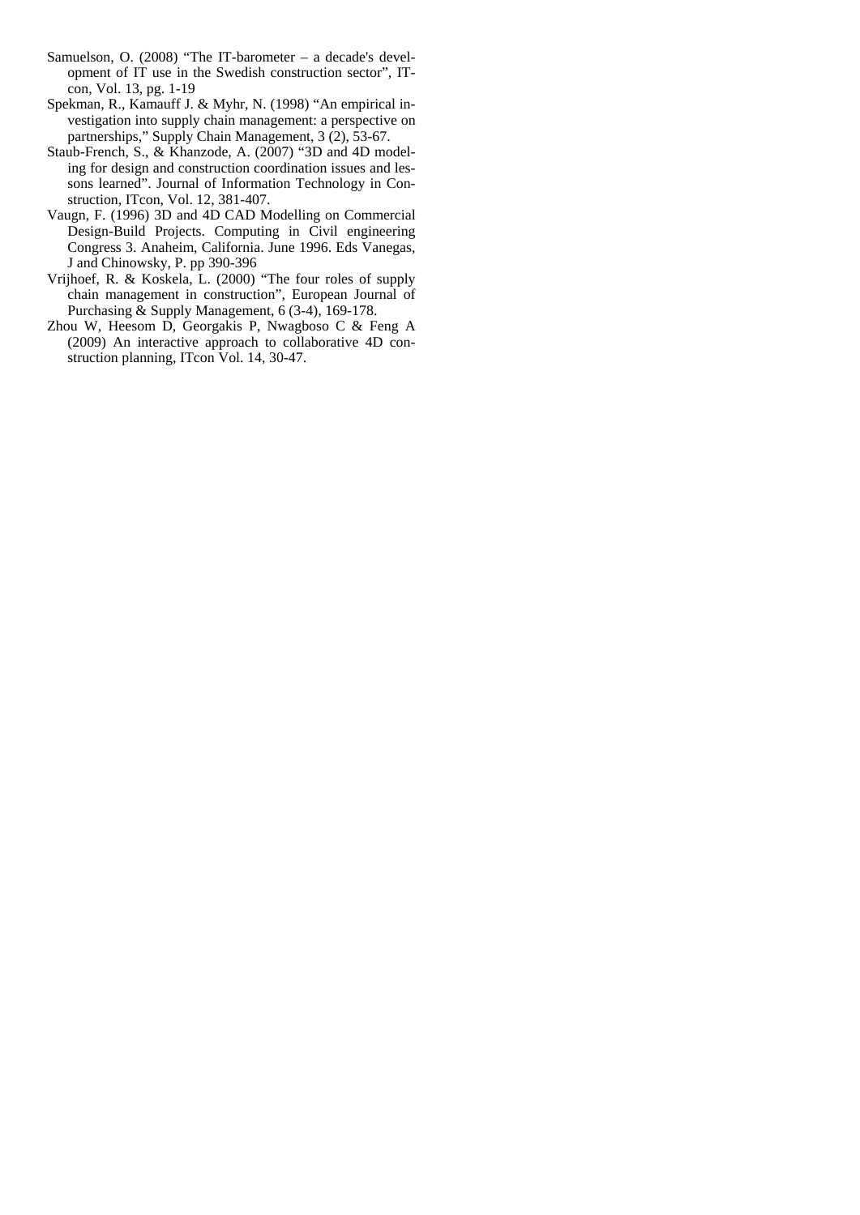Samuelson, O. (2008) "The IT-barometer – a decade's development of IT use in the Swedish construction sector", ITcon, Vol. 13, pg. 1-19

Spekman, R., Kamauff J. & Myhr, N. (1998) "An empirical investigation into supply chain management: a perspective on partnerships," Supply Chain Management, 3 (2), 53-67.

Staub-French, S., & Khanzode, A. (2007) "3D and 4D modeling for design and construction coordination issues and lessons learned". Journal of Information Technology in Construction, ITcon, Vol. 12, 381-407.

Vaugn, F. (1996) 3D and 4D CAD Modelling on Commercial Design-Build Projects. Computing in Civil engineering Congress 3. Anaheim, California. June 1996. Eds Vanegas, J and Chinowsky, P. pp 390-396

Vrijhoef, R. & Koskela, L. (2000) "The four roles of supply chain management in construction", European Journal of Purchasing & Supply Management, 6 (3-4), 169-178.

Zhou W, Heesom D, Georgakis P, Nwagboso C & Feng A (2009) An interactive approach to collaborative 4D construction planning, ITcon Vol. 14, 30-47.